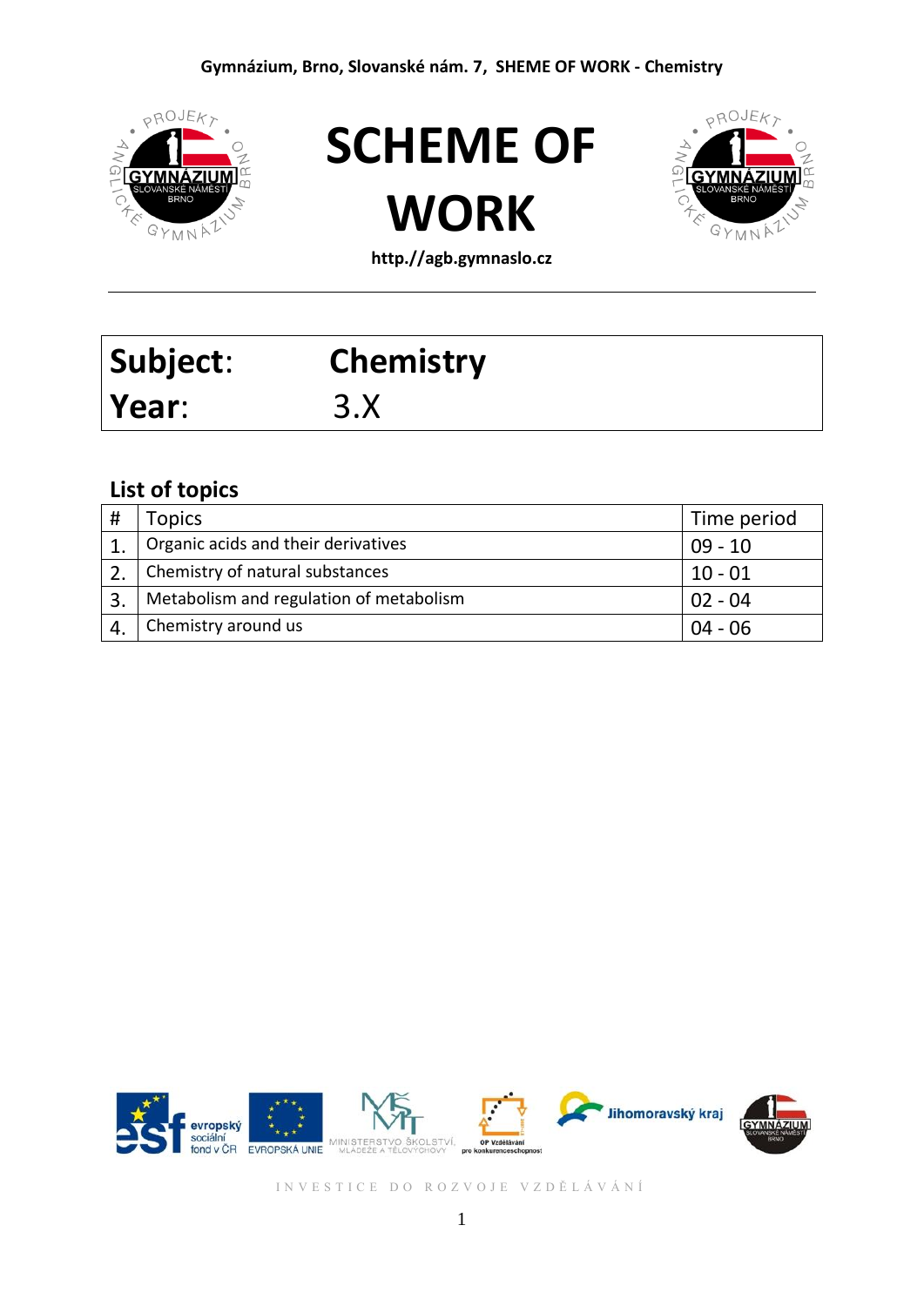Gymnázium, Brno, Slovanské nám. 7, SHEME OF WORK - Chemistry

# SCHEME OF WORK

**http.//agb.gymnaslo.cz**

| **Subject**: | **Chemistry** |
|---|---|
| **Year**: | 3.X |

## List of topics

| # | Topics | Time period |
|---|---|---|
| 1. | Organic acids and their derivatives | 09 - 10 |
| 2. | Chemistry of natural substances | 10 - 01 |
| 3. | Metabolism and regulation of metabolism | 02 - 04 |
| 4. | Chemistry around us | 04 - 06 |

INVESTICE DO ROZVOJE VZDĚLÁVÁNÍ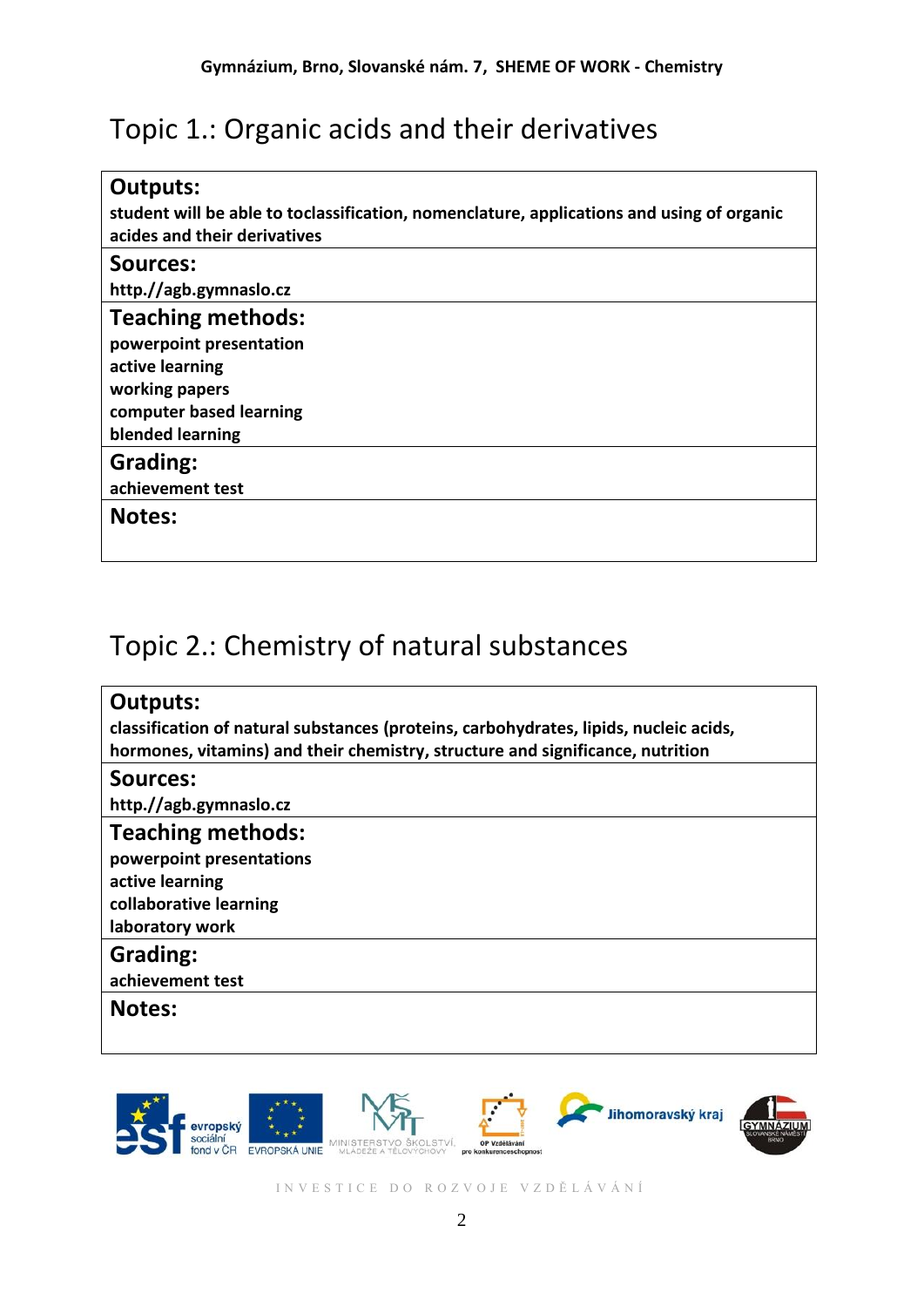# Topic 1.: Organic acids and their derivatives

| **Outputs:** |
|---|
| **student will be able to toclassification, nomenclature, applications and using of organic acides and their derivatives** |
| **Sources:** |
| **http.//agb.gymnaslo.cz** |
| **Teaching methods:** |
| **powerpoint presentation**<br>**active learning**<br>**working papers**<br>**computer based learning**<br>**blended learning** |
| **Grading:** |
| **achievement test** |
| **Notes:** |
| |

# Topic 2.: Chemistry of natural substances

| **Outputs:** |
|---|
| **classification of natural substances (proteins, carbohydrates, lipids, nucleic acids, hormones, vitamins) and their chemistry, structure and significance, nutrition** |
| **Sources:** |
| **http.//agb.gymnaslo.cz** |
| **Teaching methods:** |
| **powerpoint presentations**<br>**active learning**<br>**collaborative learning**<br>**laboratory work** |
| **Grading:** |
| **achievement test** |
| **Notes:** |
| |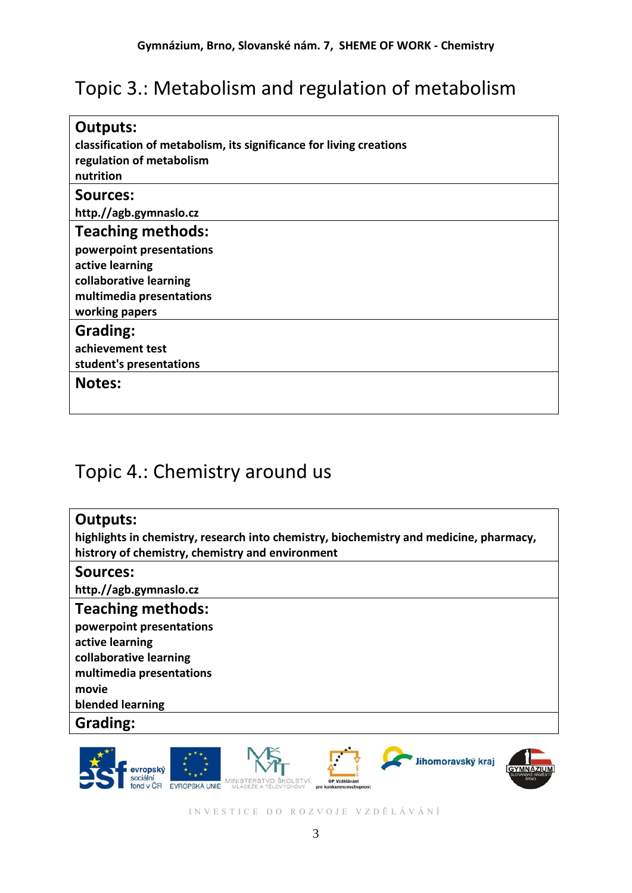# Topic 3.: Metabolism and regulation of metabolism

## Outputs:

**classification of metabolism, its significance for living creations**
**regulation of metabolism**
**nutrition**

## Sources:

**http.//agb.gymnaslo.cz**

## Teaching methods:

**powerpoint presentations**
**active learning**
**collaborative learning**
**multimedia presentations**
**working papers**

## Grading:

**achievement test**
**student's presentations**

## Notes:

# Topic 4.: Chemistry around us

## Outputs:

**highlights in chemistry, research into chemistry, biochemistry and medicine, pharmacy, histrory of chemistry, chemistry and environment**

## Sources:

**http.//agb.gymnaslo.cz**

## Teaching methods:

**powerpoint presentations**
**active learning**
**collaborative learning**
**multimedia presentations**
**movie**
**blended learning**

## Grading: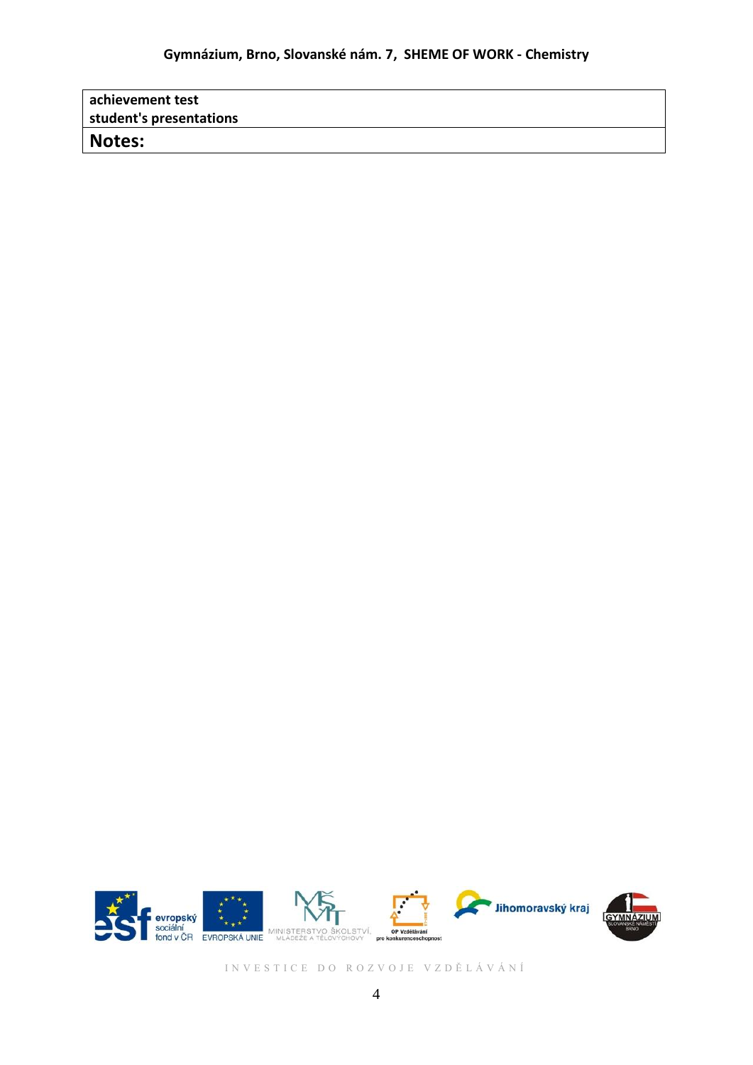| |
|---|
| **achievement test**<br>**student's presentations** |
| **Notes:** |